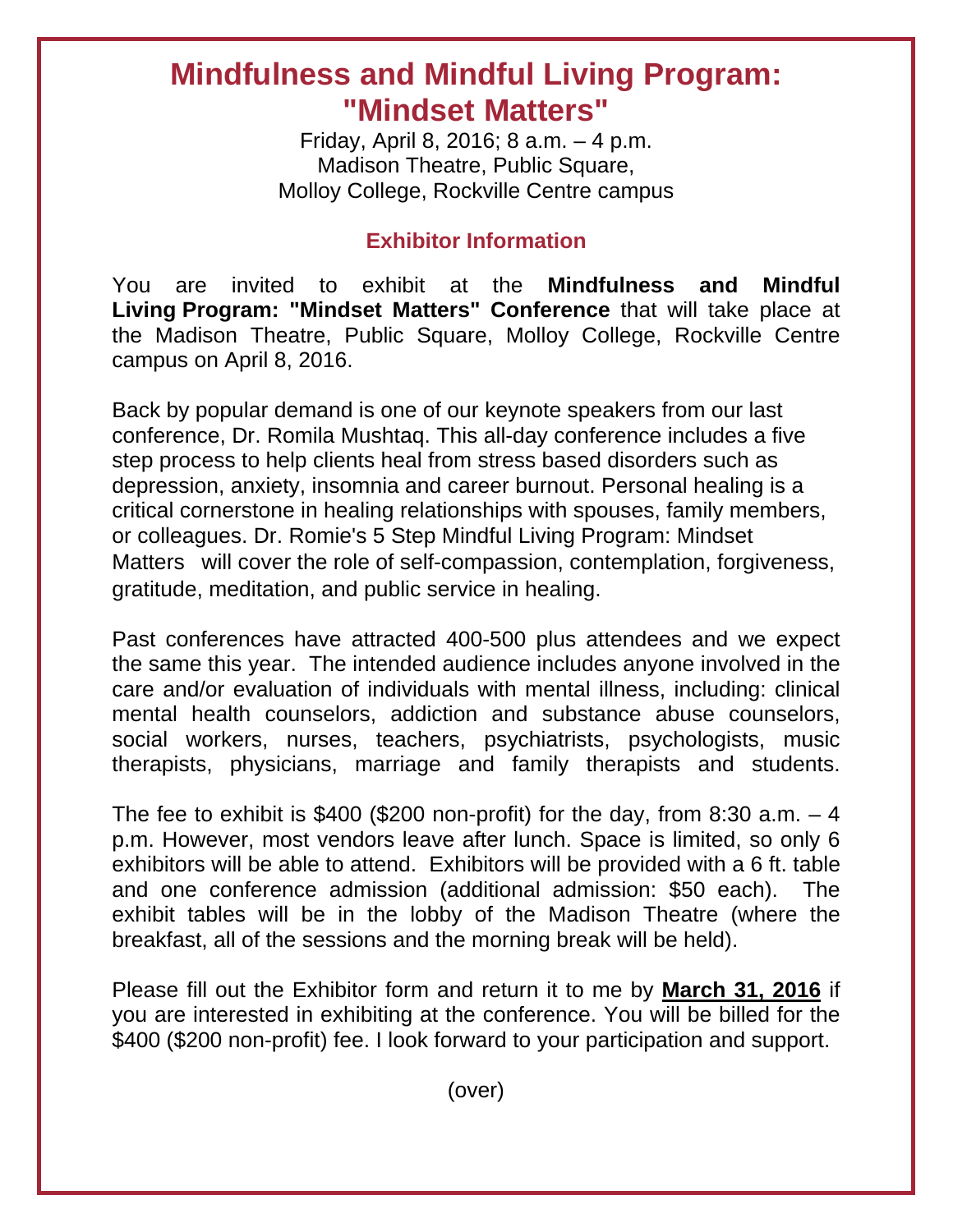# Mindfulness and Mindful Living Program: "Mindset Matters"

Friday, April 8, 2016; 8 a.m. – 4 p.m.
Madison Theatre, Public Square,
Molloy College, Rockville Centre campus

## Exhibitor Information

You are invited to exhibit at the **Mindfulness and Mindful Living Program: "Mindset Matters" Conference** that will take place at the Madison Theatre, Public Square, Molloy College, Rockville Centre campus on April 8, 2016.

Back by popular demand is one of our keynote speakers from our last conference, Dr. Romila Mushtaq. This all-day conference includes a five step process to help clients heal from stress based disorders such as depression, anxiety, insomnia and career burnout. Personal healing is a critical cornerstone in healing relationships with spouses, family members, or colleagues. Dr. Romie's 5 Step Mindful Living Program: Mindset Matters will cover the role of self-compassion, contemplation, forgiveness, gratitude, meditation, and public service in healing.

Past conferences have attracted 400-500 plus attendees and we expect the same this year. The intended audience includes anyone involved in the care and/or evaluation of individuals with mental illness, including: clinical mental health counselors, addiction and substance abuse counselors, social workers, nurses, teachers, psychiatrists, psychologists, music therapists, physicians, marriage and family therapists and students.

The fee to exhibit is $400 ($200 non-profit) for the day, from 8:30 a.m. – 4 p.m. However, most vendors leave after lunch. Space is limited, so only 6 exhibitors will be able to attend. Exhibitors will be provided with a 6 ft. table and one conference admission (additional admission: $50 each). The exhibit tables will be in the lobby of the Madison Theatre (where the breakfast, all of the sessions and the morning break will be held).

Please fill out the Exhibitor form and return it to me by **March 31, 2016** if you are interested in exhibiting at the conference. You will be billed for the $400 ($200 non-profit) fee. I look forward to your participation and support.

(over)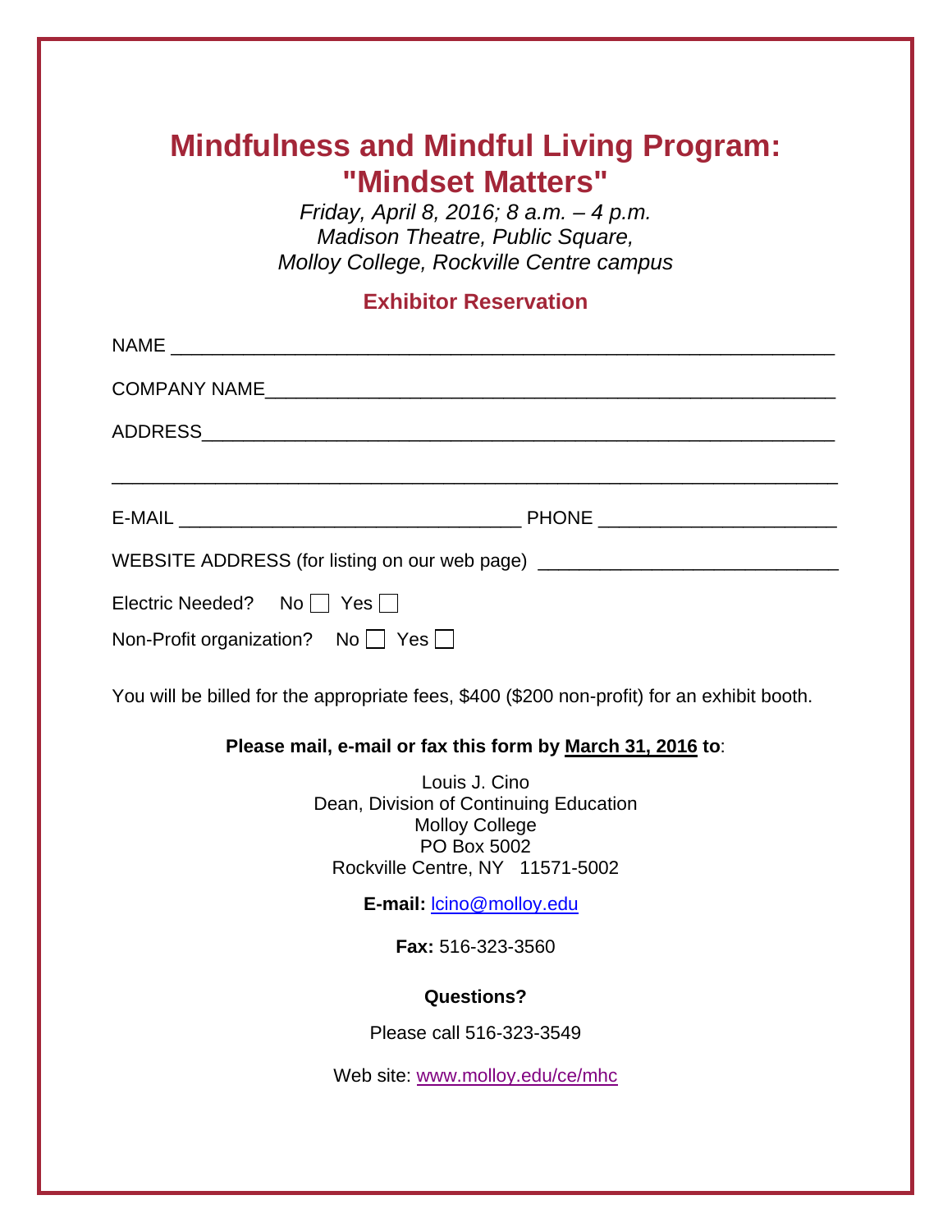# Mindfulness and Mindful Living Program: "Mindset Matters"

*Friday, April 8, 2016; 8 a.m. – 4 p.m.*
*Madison Theatre, Public Square,*
*Molloy College, Rockville Centre campus*

## Exhibitor Reservation

NAME ____________________________________________________________

COMPANY NAME____________________________________________________

ADDRESS_________________________________________________________

________________________________________________________________

E-MAIL ________________________________ PHONE ______________________

WEBSITE ADDRESS (for listing on our web page) ____________________________

Electric Needed? No ☐ Yes ☐

Non-Profit organization? No ☐ Yes ☐

You will be billed for the appropriate fees, $400 ($200 non-profit) for an exhibit booth.

**Please mail, e-mail or fax this form by <u>March 31, 2016</u> to**:

Louis J. Cino
Dean, Division of Continuing Education
Molloy College
PO Box 5002
Rockville Centre, NY 11571-5002

**E-mail:** lcino@molloy.edu

**Fax:** 516-323-3560

**Questions?**

Please call 516-323-3549

Web site: www.molloy.edu/ce/mhc